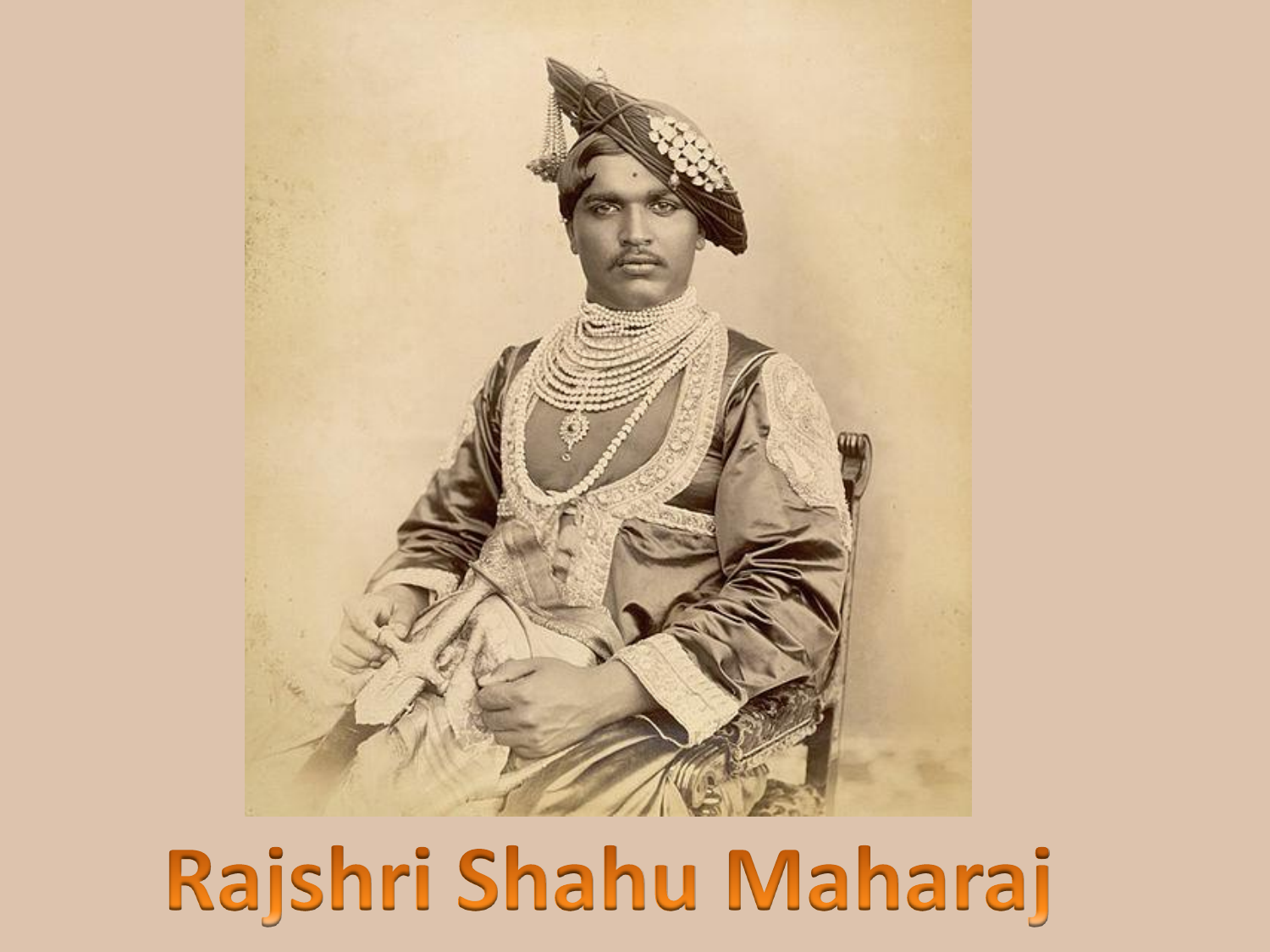# Rajshri Shahu Maharaj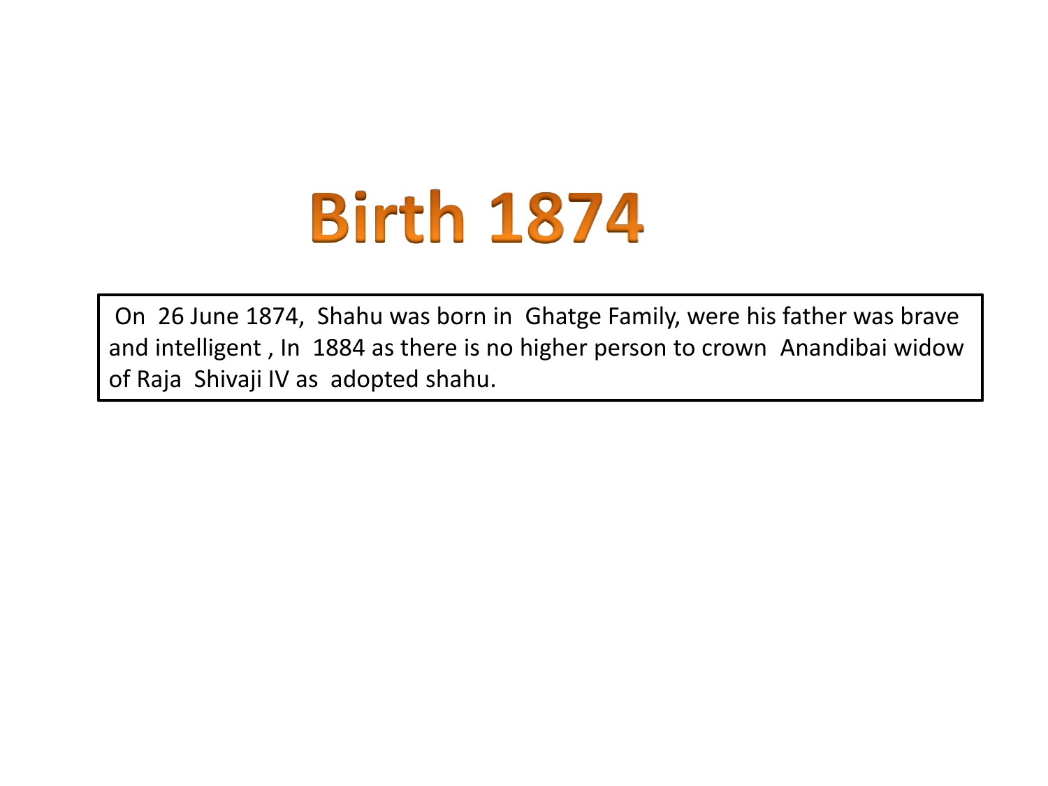# Birth 1874

On 26 June 1874, Shahu was born in Ghatge Family, were his father was brave and intelligent , In 1884 as there is no higher person to crown Anandibai widow of Raja Shivaji IV as adopted shahu.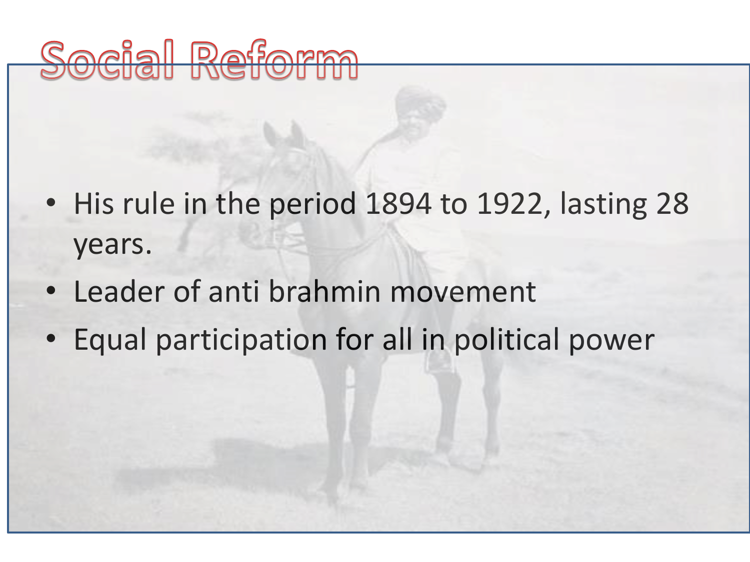# Social Reform

- His rule in the period 1894 to 1922, lasting 28 years.
- Leader of anti brahmin movement
- Equal participation for all in political power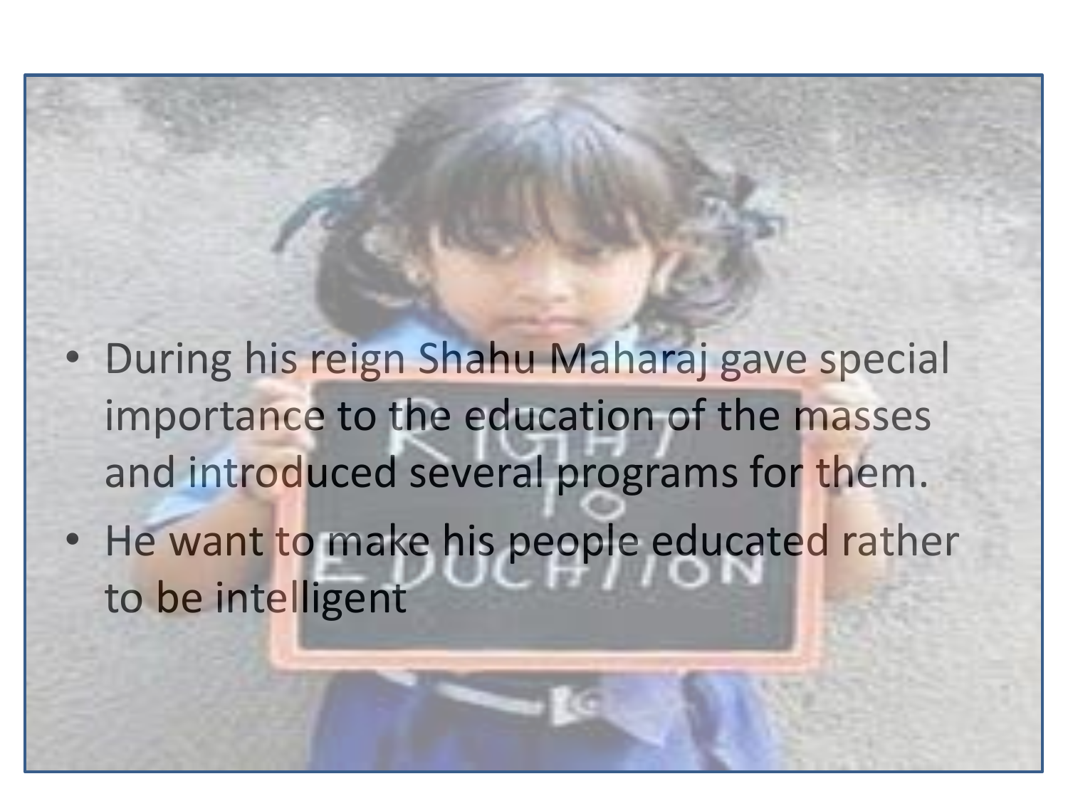- During his reign Shahu Maharaj gave special importance to the education of the masses and introduced several programs for them.
- He want to make his people educated rather to be intelligent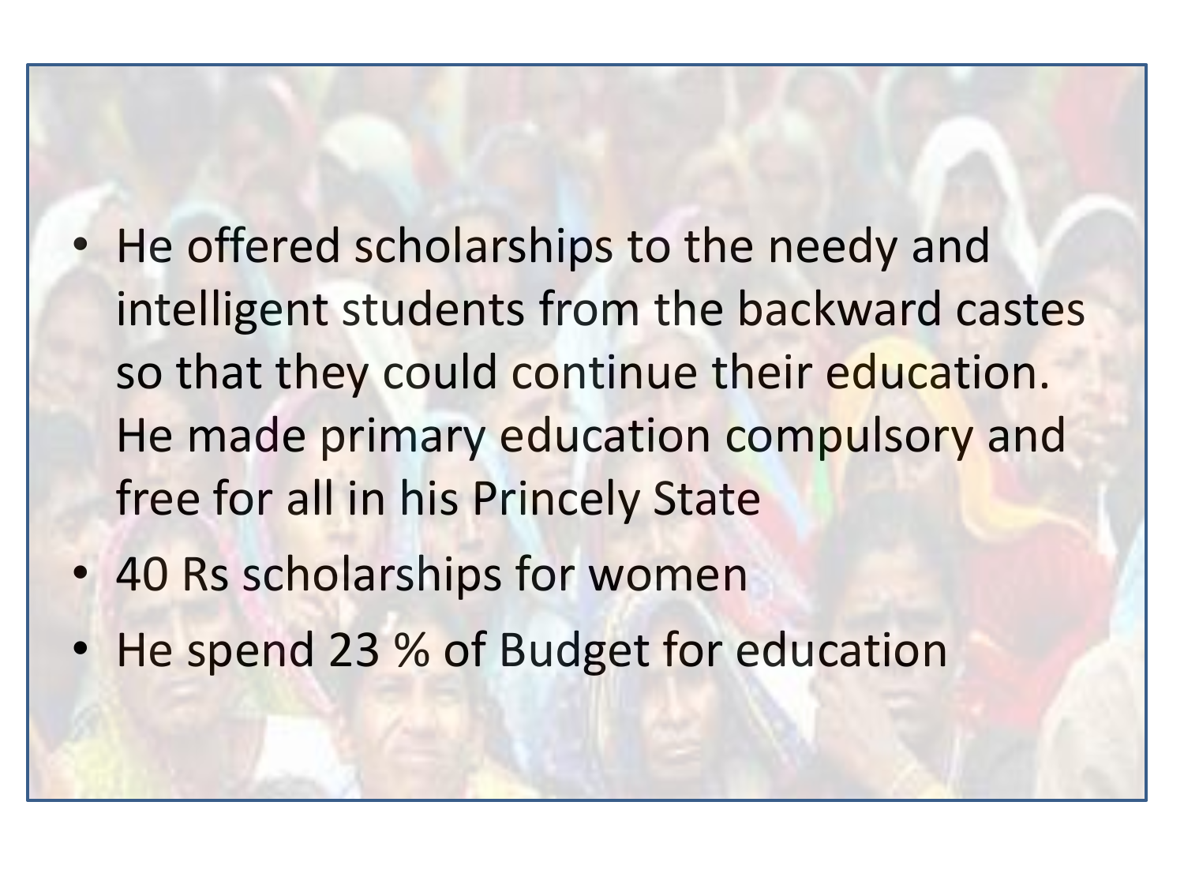- He offered scholarships to the needy and intelligent students from the backward castes so that they could continue their education. He made primary education compulsory and free for all in his Princely State
- 40 Rs scholarships for women
- He spend 23 % of Budget for education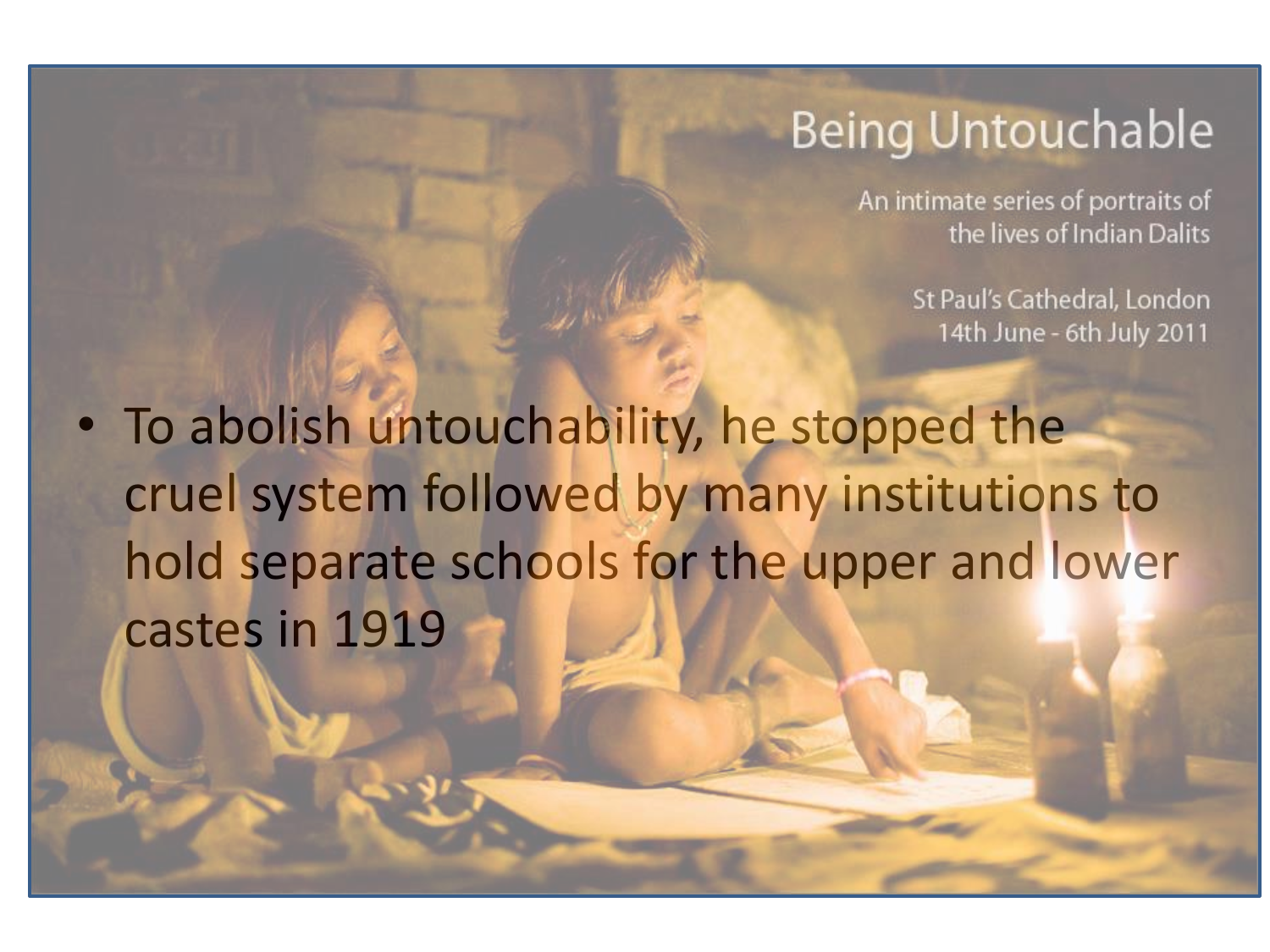Being Untouchable

An intimate series of portraits of the lives of Indian Dalits

St Paul's Cathedral, London
14th June - 6th July 2011

- To abolish untouchability, he stopped the cruel system followed by many institutions to hold separate schools for the upper and lower castes in 1919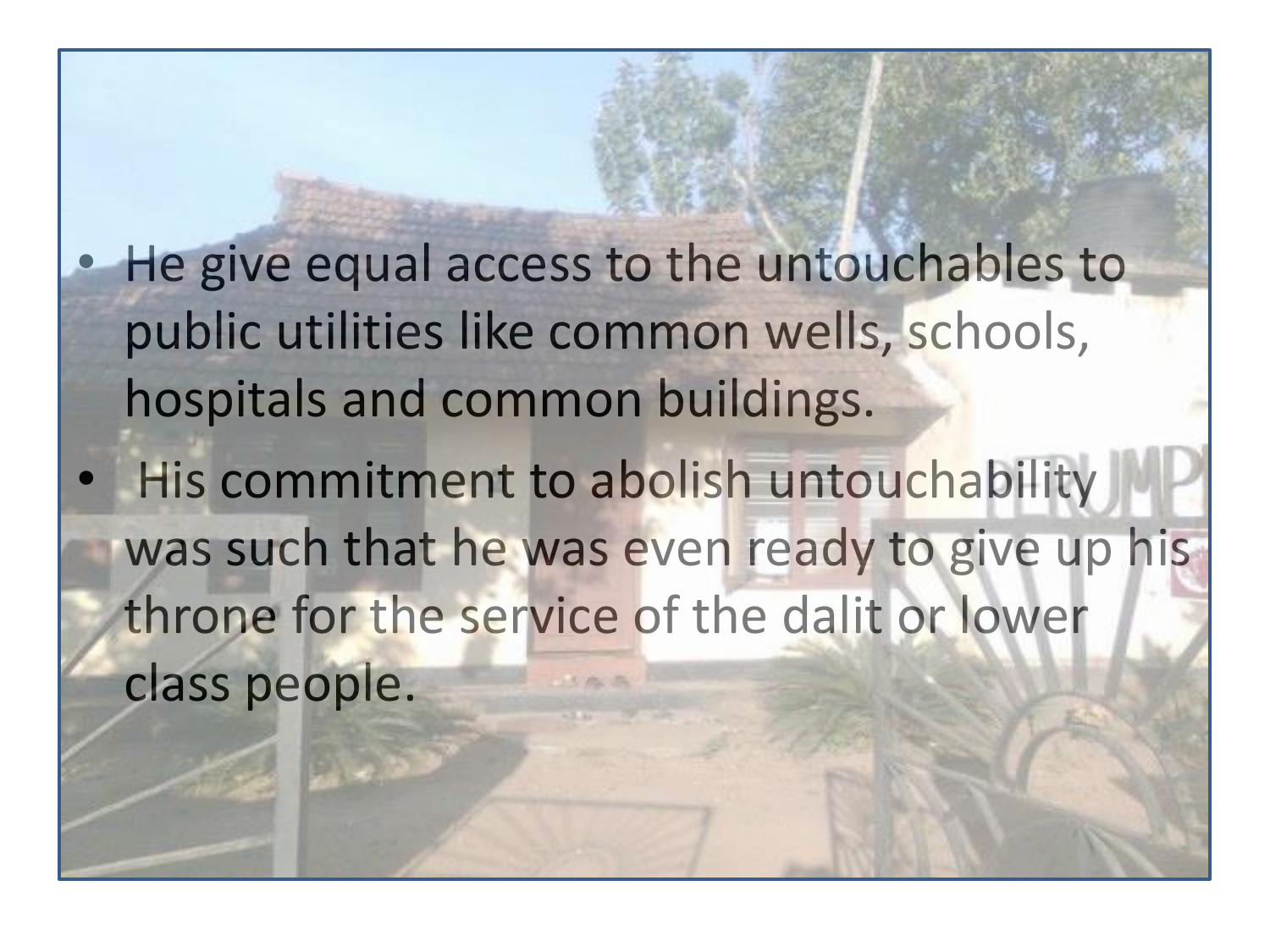- He give equal access to the untouchables to public utilities like common wells, schools, hospitals and common buildings.
- His commitment to abolish untouchability was such that he was even ready to give up his throne for the service of the dalit or lower class people.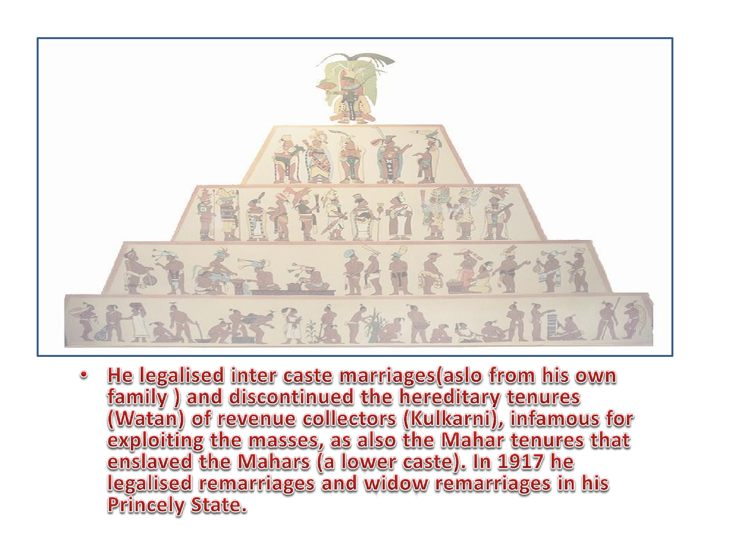- He legalised inter caste marriages(aslo from his own family ) and discontinued the hereditary tenures (Watan) of revenue collectors (Kulkarni), infamous for exploiting the masses, as also the Mahar tenures that enslaved the Mahars (a lower caste). In 1917 he legalised remarriages and widow remarriages in his Princely State.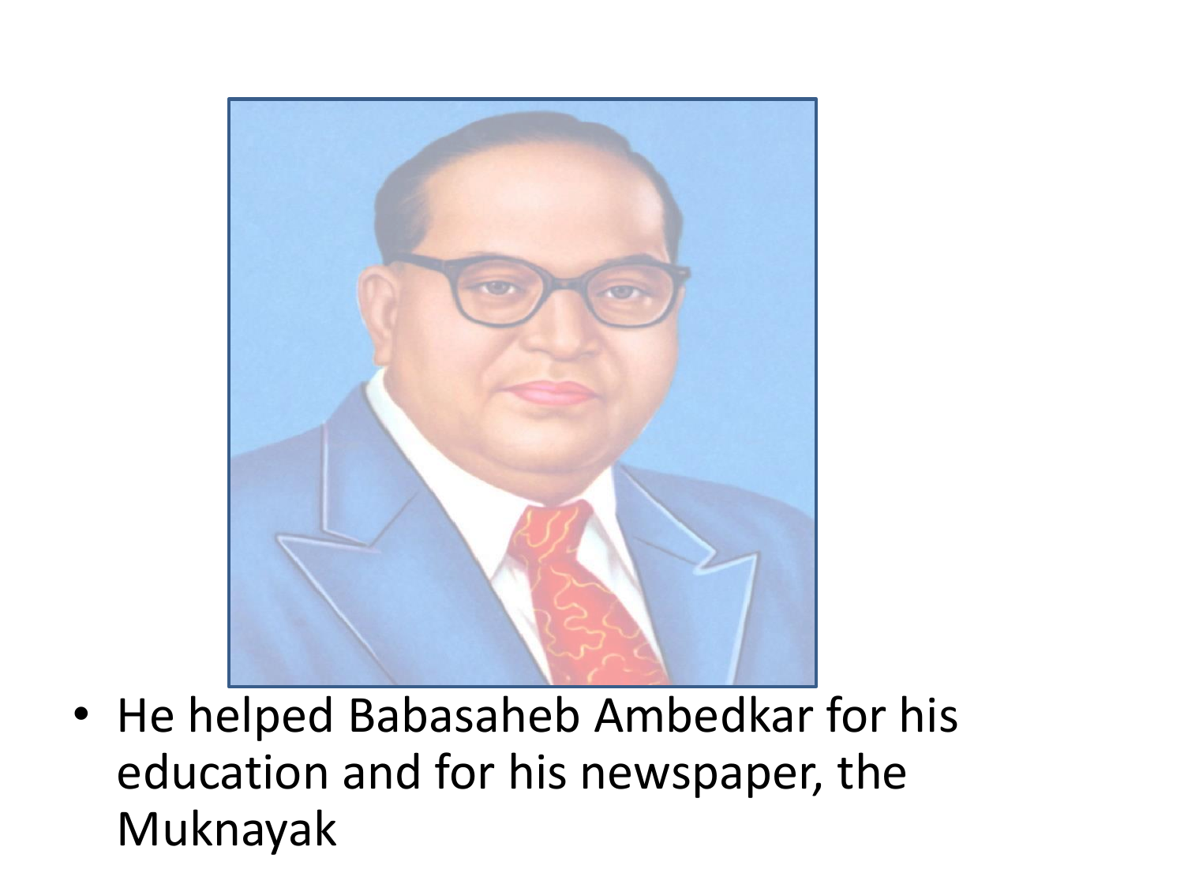- He helped Babasaheb Ambedkar for his education and for his newspaper, the Muknayak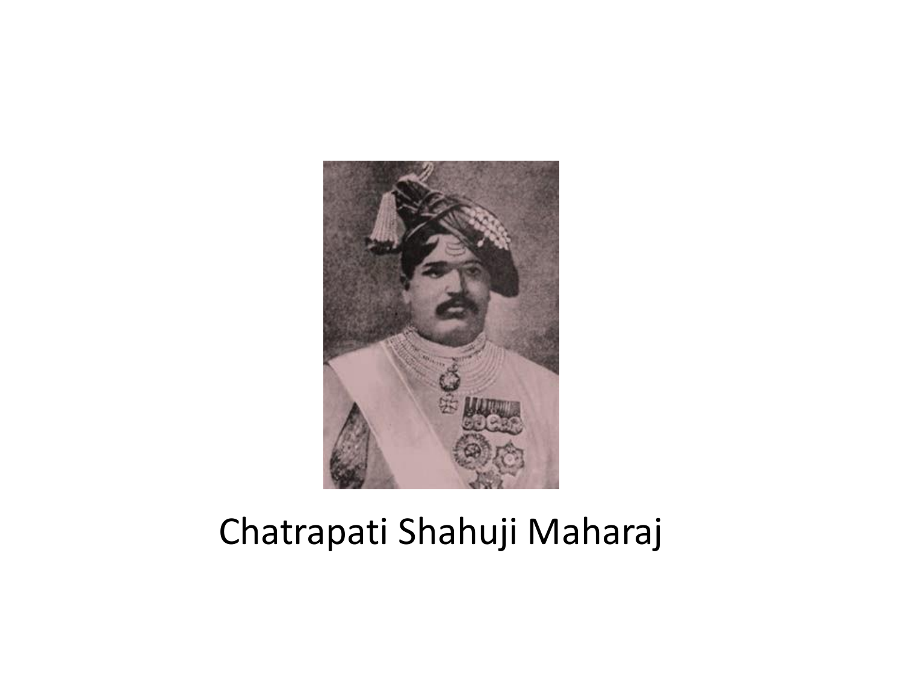Chatrapati Shahuji Maharaj